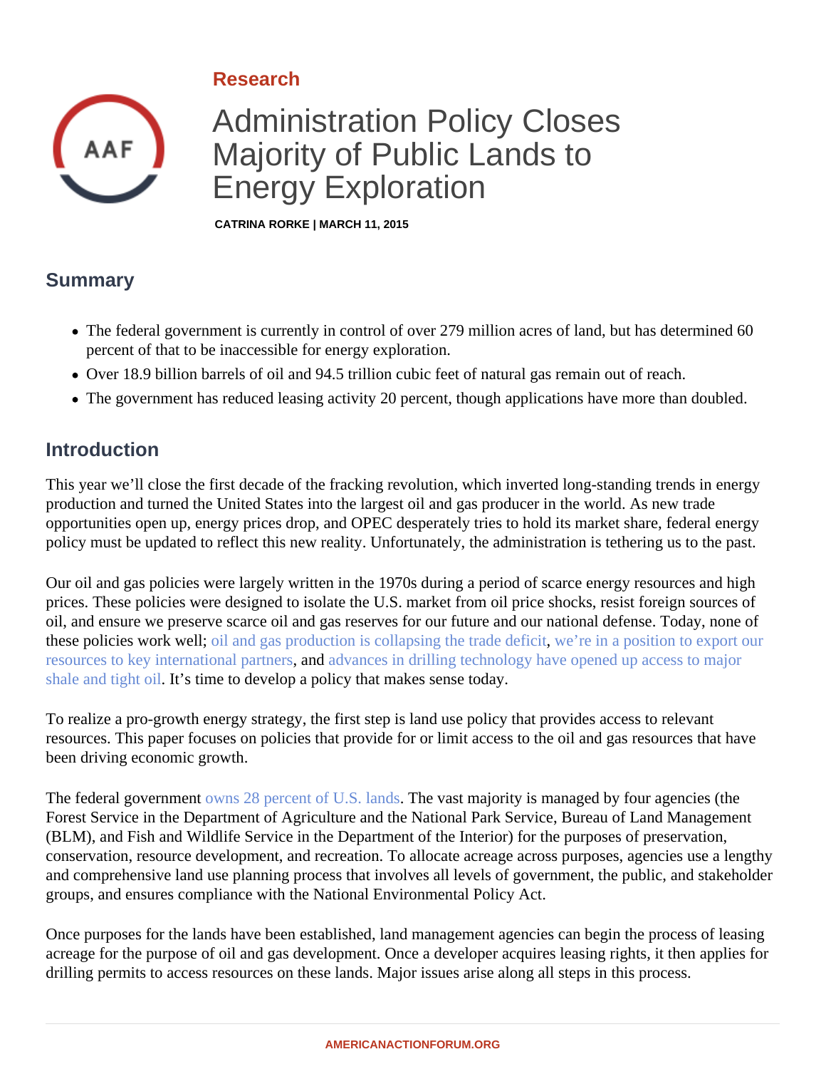Research

# Administration Policy Closes Majority of Public Lands to Energy Exploration

**CATRINA RORKE | MARCH 11, 2015**

## Summary

- The federal government is currently in control of over 279 million acres of land, but has determined 60 percent of that to be inaccessible for energy exploration.
- Over 18.9 billion barrels of oil and 94.5 trillion cubic feet of natural gas remain out of reach.
- The government has reduced leasing activity 20 percent, though applications have more than doubled.

## Introduction

This year we'll close the first decade of the fracking revolution, which inverted long-standing trends in energy production and turned the United States into the largest oil and gas producer in the world. As new trade opportunities open up, energy prices drop, and OPEC desperately tries to hold its market share, federal energy policy must be updated to reflect this new reality. Unfortunately, the administration is tethering us to the past.

Our oil and gas policies were largely written in the 1970s during a period of scarce energy resources and high prices. These policies were designed to isolate the U.S. market from oil price shocks, resist foreign sources of oil, and ensure we preserve scarce oil and gas reserves for our future and our national defense. Today, none of these policies work well; oil and gas production is collapsing the trade deficit, we're in a position to export our resources to key international partners, and advances in drilling technology have opened up access to major shale and tight oil. It's time to develop a policy that makes sense today.

To realize a pro-growth energy strategy, the first step is land use policy that provides access to relevant resources. This paper focuses on policies that provide for or limit access to the oil and gas resources that have been driving economic growth.

The federal government owns 28 percent of U.S. lands. The vast majority is managed by four agencies (the Forest Service in the Department of Agriculture and the National Park Service, Bureau of Land Management (BLM), and Fish and Wildlife Service in the Department of the Interior) for the purposes of preservation, conservation, resource development, and recreation. To allocate acreage across purposes, agencies use a lengthy and comprehensive land use planning process that involves all levels of government, the public, and stakeholder groups, and ensures compliance with the National Environmental Policy Act.

Once purposes for the lands have been established, land management agencies can begin the process of leasing acreage for the purpose of oil and gas development. Once a developer acquires leasing rights, it then applies for drilling permits to access resources on these lands. Major issues arise along all steps in this process.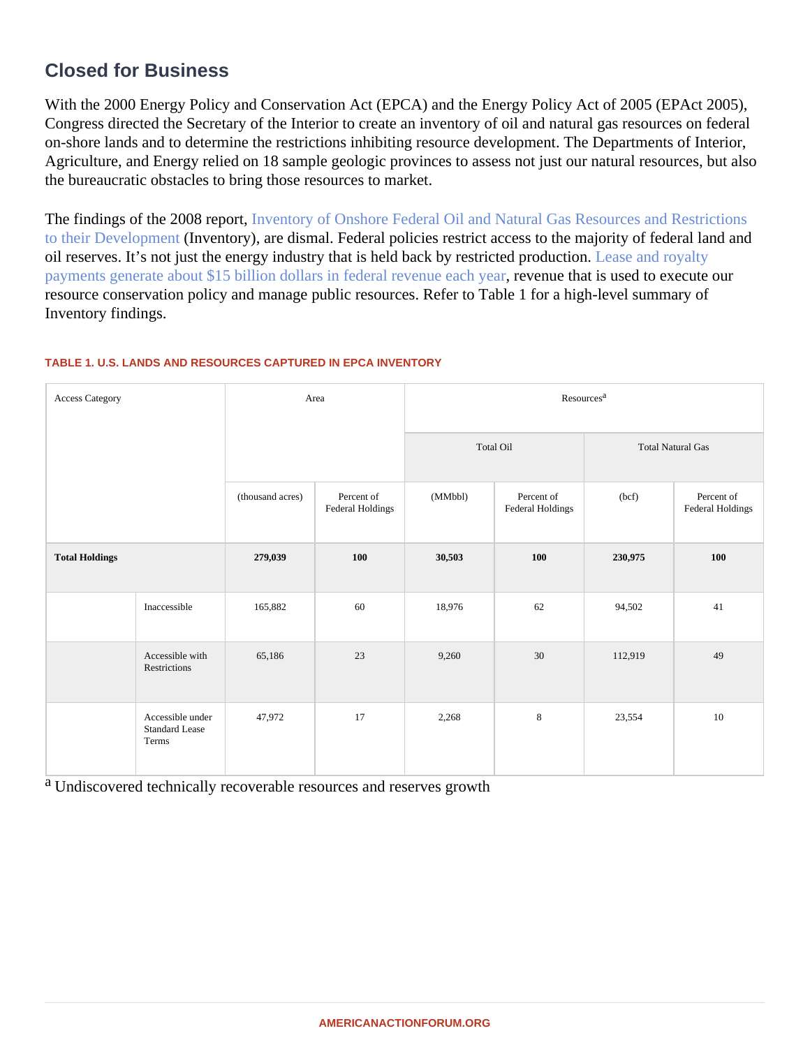## Closed for Business

With the 2000 Energy Policy and Conservation Act (EPCA) and the Energy Policy Act of 2005 (EPAct 2005), Congress directed the Secretary of the Interior to create an inventory of oil and natural gas resources on federal on-shore lands and to determine the restrictions inhibiting resource development. The Departments of Interior, Agriculture, and Energy relied on 18 sample geologic provinces to assess not just our natural resources, but also the bureaucratic obstacles to bring those resources to market.

The findings of the 2008 report, Inventory of Onshore Federal Oil and Natural Gas Resources and Restrictions to their Development (Inventory), are dismal. Federal policies restrict access to the majority of federal land and oil reserves. It's not just the energy industry that is held back by restricted production. Lease and royalty payments generate about $15 billion dollars in federal revenue each year, revenue that is used to execute our resource conservation policy and manage public resources. Refer to Table 1 for a high-level summary of Inventory findings.

**TABLE 1. U.S. LANDS AND RESOURCES CAPTURED IN EPCA INVENTORY**

| Access Category | | Area | | Resources[a] | | | |
|---|---|---|---|---|---|---|---|
| | | | | Total Oil | | Total Natural Gas | |
| | | (thousand acres) | Percent of Federal Holdings | (MMbbl) | Percent of Federal Holdings | (bcf) | Percent of Federal Holdings |
| **Total Holdings** | | **279,039** | **100** | **30,503** | **100** | **230,975** | **100** |
| | Inaccessible | 165,882 | 60 | 18,976 | 62 | 94,502 | 41 |
| | Accessible with Restrictions | 65,186 | 23 | 9,260 | 30 | 112,919 | 49 |
| | Accessible under Standard Lease Terms | 47,972 | 17 | 2,268 | 8 | 23,554 | 10 |

[a] Undiscovered technically recoverable resources and reserves growth